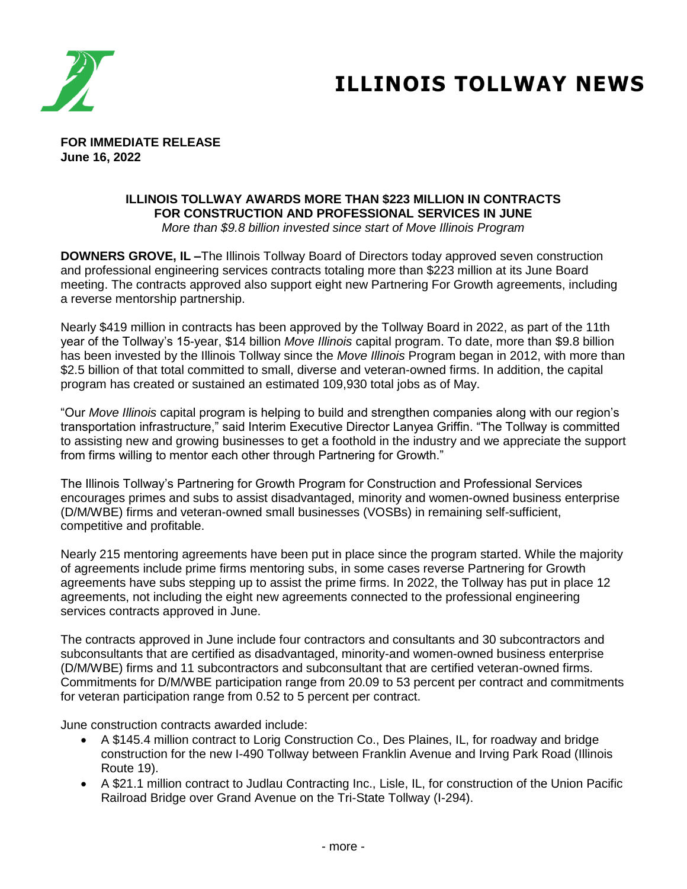# ILLINOIS TOLLWAY NEWS

**FOR IMMEDIATE RELEASE**
**June 16, 2022**

## ILLINOIS TOLLWAY AWARDS MORE THAN $223 MILLION IN CONTRACTS FOR CONSTRUCTION AND PROFESSIONAL SERVICES IN JUNE

*More than $9.8 billion invested since start of Move Illinois Program*

**DOWNERS GROVE, IL –**The Illinois Tollway Board of Directors today approved seven construction and professional engineering services contracts totaling more than $223 million at its June Board meeting. The contracts approved also support eight new Partnering For Growth agreements, including a reverse mentorship partnership.

Nearly $419 million in contracts has been approved by the Tollway Board in 2022, as part of the 11th year of the Tollway's 15-year, $14 billion *Move Illinois* capital program. To date, more than $9.8 billion has been invested by the Illinois Tollway since the *Move Illinois* Program began in 2012, with more than $2.5 billion of that total committed to small, diverse and veteran-owned firms. In addition, the capital program has created or sustained an estimated 109,930 total jobs as of May.

"Our *Move Illinois* capital program is helping to build and strengthen companies along with our region's transportation infrastructure," said Interim Executive Director Lanyea Griffin. "The Tollway is committed to assisting new and growing businesses to get a foothold in the industry and we appreciate the support from firms willing to mentor each other through Partnering for Growth."

The Illinois Tollway's Partnering for Growth Program for Construction and Professional Services encourages primes and subs to assist disadvantaged, minority and women-owned business enterprise (D/M/WBE) firms and veteran-owned small businesses (VOSBs) in remaining self-sufficient, competitive and profitable.

Nearly 215 mentoring agreements have been put in place since the program started. While the majority of agreements include prime firms mentoring subs, in some cases reverse Partnering for Growth agreements have subs stepping up to assist the prime firms. In 2022, the Tollway has put in place 12 agreements, not including the eight new agreements connected to the professional engineering services contracts approved in June.

The contracts approved in June include four contractors and consultants and 30 subcontractors and subconsultants that are certified as disadvantaged, minority-and women-owned business enterprise (D/M/WBE) firms and 11 subcontractors and subconsultant that are certified veteran-owned firms. Commitments for D/M/WBE participation range from 20.09 to 53 percent per contract and commitments for veteran participation range from 0.52 to 5 percent per contract.

June construction contracts awarded include:

- A $145.4 million contract to Lorig Construction Co., Des Plaines, IL, for roadway and bridge construction for the new I-490 Tollway between Franklin Avenue and Irving Park Road (Illinois Route 19).
- A $21.1 million contract to Judlau Contracting Inc., Lisle, IL, for construction of the Union Pacific Railroad Bridge over Grand Avenue on the Tri-State Tollway (I-294).

- more -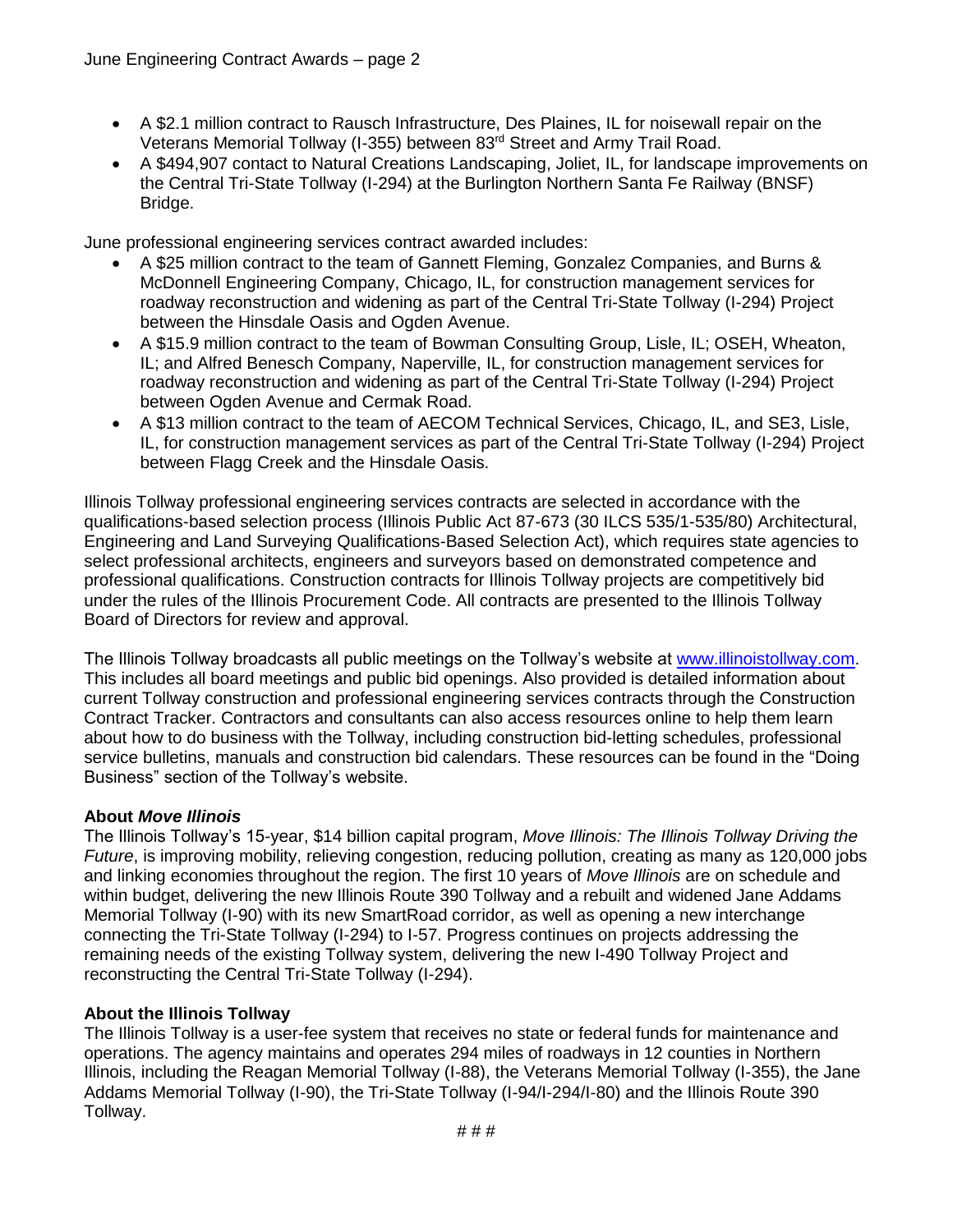- A $2.1 million contract to Rausch Infrastructure, Des Plaines, IL for noisewall repair on the Veterans Memorial Tollway (I-355) between 83rd Street and Army Trail Road.
- A $494,907 contact to Natural Creations Landscaping, Joliet, IL, for landscape improvements on the Central Tri-State Tollway (I-294) at the Burlington Northern Santa Fe Railway (BNSF) Bridge.

June professional engineering services contract awarded includes:

- A $25 million contract to the team of Gannett Fleming, Gonzalez Companies, and Burns & McDonnell Engineering Company, Chicago, IL, for construction management services for roadway reconstruction and widening as part of the Central Tri-State Tollway (I-294) Project between the Hinsdale Oasis and Ogden Avenue.
- A $15.9 million contract to the team of Bowman Consulting Group, Lisle, IL; OSEH, Wheaton, IL; and Alfred Benesch Company, Naperville, IL, for construction management services for roadway reconstruction and widening as part of the Central Tri-State Tollway (I-294) Project between Ogden Avenue and Cermak Road.
- A $13 million contract to the team of AECOM Technical Services, Chicago, IL, and SE3, Lisle, IL, for construction management services as part of the Central Tri-State Tollway (I-294) Project between Flagg Creek and the Hinsdale Oasis.

Illinois Tollway professional engineering services contracts are selected in accordance with the qualifications-based selection process (Illinois Public Act 87-673 (30 ILCS 535/1-535/80) Architectural, Engineering and Land Surveying Qualifications-Based Selection Act), which requires state agencies to select professional architects, engineers and surveyors based on demonstrated competence and professional qualifications. Construction contracts for Illinois Tollway projects are competitively bid under the rules of the Illinois Procurement Code. All contracts are presented to the Illinois Tollway Board of Directors for review and approval.

The Illinois Tollway broadcasts all public meetings on the Tollway's website at [www.illinoistollway.com](http://www.illinoistollway.com). This includes all board meetings and public bid openings. Also provided is detailed information about current Tollway construction and professional engineering services contracts through the Construction Contract Tracker. Contractors and consultants can also access resources online to help them learn about how to do business with the Tollway, including construction bid-letting schedules, professional service bulletins, manuals and construction bid calendars. These resources can be found in the "Doing Business" section of the Tollway's website.

**About *Move Illinois***

The Illinois Tollway's 15-year, $14 billion capital program, *Move Illinois: The Illinois Tollway Driving the Future*, is improving mobility, relieving congestion, reducing pollution, creating as many as 120,000 jobs and linking economies throughout the region. The first 10 years of *Move Illinois* are on schedule and within budget, delivering the new Illinois Route 390 Tollway and a rebuilt and widened Jane Addams Memorial Tollway (I-90) with its new SmartRoad corridor, as well as opening a new interchange connecting the Tri-State Tollway (I-294) to I-57. Progress continues on projects addressing the remaining needs of the existing Tollway system, delivering the new I-490 Tollway Project and reconstructing the Central Tri-State Tollway (I-294).

**About the Illinois Tollway**

The Illinois Tollway is a user-fee system that receives no state or federal funds for maintenance and operations. The agency maintains and operates 294 miles of roadways in 12 counties in Northern Illinois, including the Reagan Memorial Tollway (I-88), the Veterans Memorial Tollway (I-355), the Jane Addams Memorial Tollway (I-90), the Tri-State Tollway (I-94/I-294/I-80) and the Illinois Route 390 Tollway.

# # #